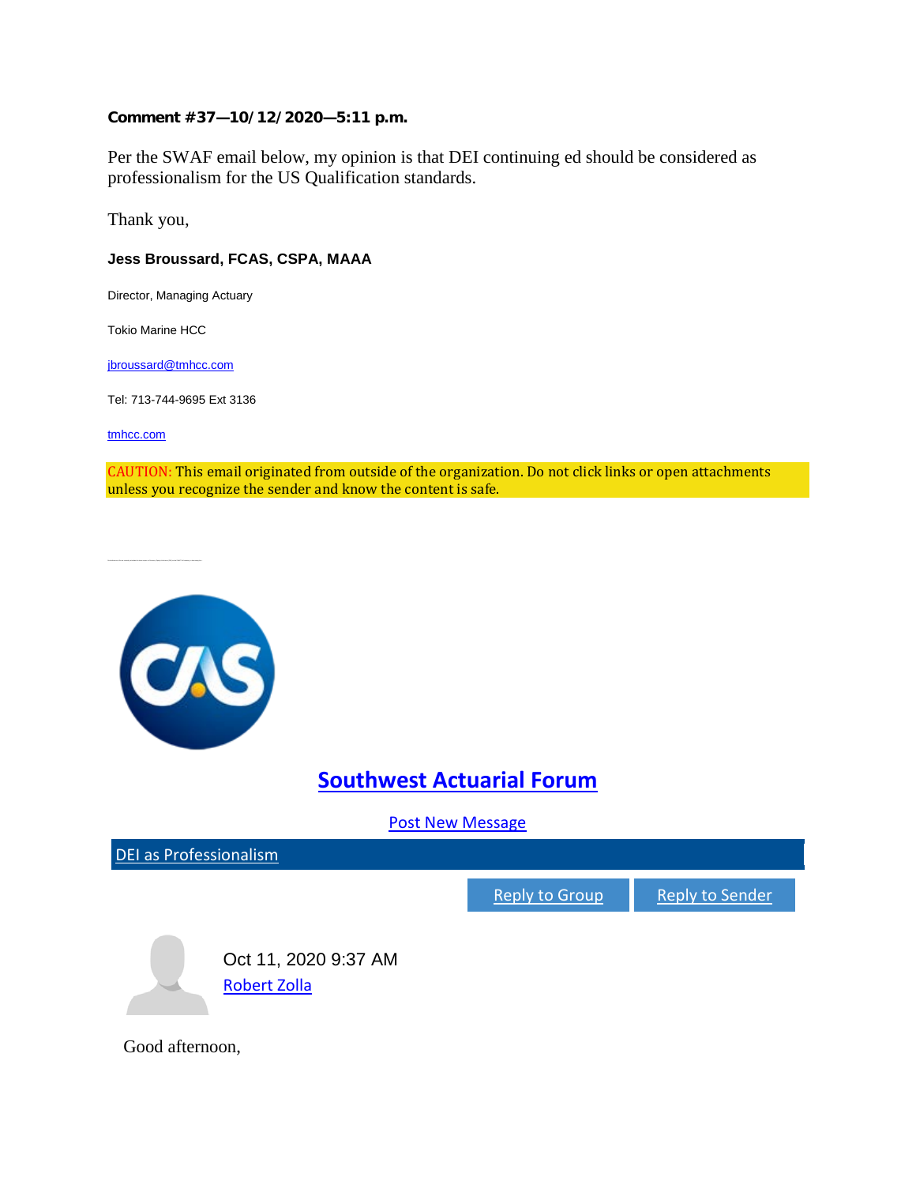**Comment #37—10/12/2020—5:11 p.m.**

Per the SWAF email below, my opinion is that DEI continuing ed should be considered as professionalism for the US Qualification standards.

Thank you,

**Jess Broussard, FCAS, CSPA, MAAA**

Director, Managing Actuary

Tokio Marine HCC

jbroussard@tmhcc.com

Tel: 713-744-9695 Ext 3136

tmhcc.com

CAUTION: This email originated from outside of the organization. Do not click links or open attachments unless you recognize the sender and know the content is safe.

---

## Southwest Actuarial Forum

Post New Message

**DEI as Professionalism**

Reply to Group | Reply to Sender

Oct 11, 2020 9:37 AM
Robert Zolla

Good afternoon,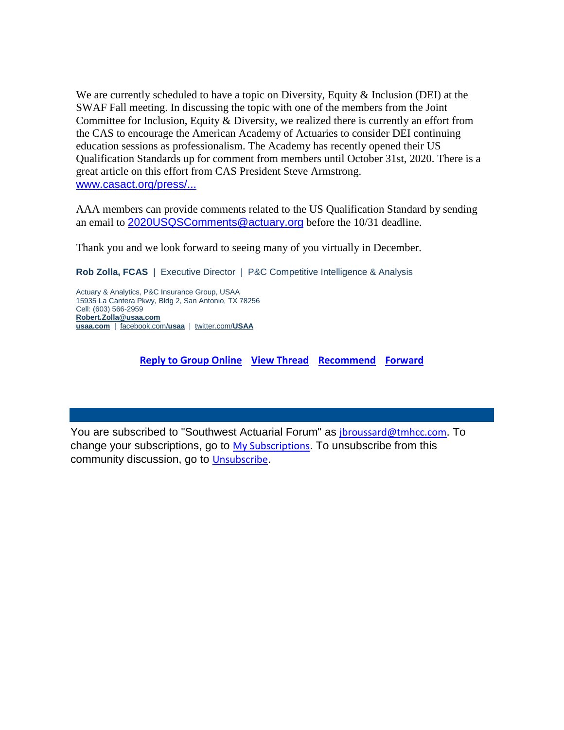We are currently scheduled to have a topic on Diversity, Equity & Inclusion (DEI) at the SWAF Fall meeting. In discussing the topic with one of the members from the Joint Committee for Inclusion, Equity & Diversity, we realized there is currently an effort from the CAS to encourage the American Academy of Actuaries to consider DEI continuing education sessions as professionalism. The Academy has recently opened their US Qualification Standards up for comment from members until October 31st, 2020. There is a great article on this effort from CAS President Steve Armstrong.
www.casact.org/press/...

AAA members can provide comments related to the US Qualification Standard by sending an email to 2020USQSComments@actuary.org before the 10/31 deadline.

Thank you and we look forward to seeing many of you virtually in December.

**Rob Zolla, FCAS** | Executive Director | P&C Competitive Intelligence & Analysis

Actuary & Analytics, P&C Insurance Group, USAA
15935 La Cantera Pkwy, Bldg 2, San Antonio, TX 78256
Cell: (603) 566-2959
**Robert.Zolla@usaa.com**
**usaa.com** | facebook.com/**usaa** | twitter.com/**USAA**

**Reply to Group Online** **View Thread** **Recommend** **Forward**

You are subscribed to "Southwest Actuarial Forum" as jbroussard@tmhcc.com. To change your subscriptions, go to My Subscriptions. To unsubscribe from this community discussion, go to Unsubscribe.